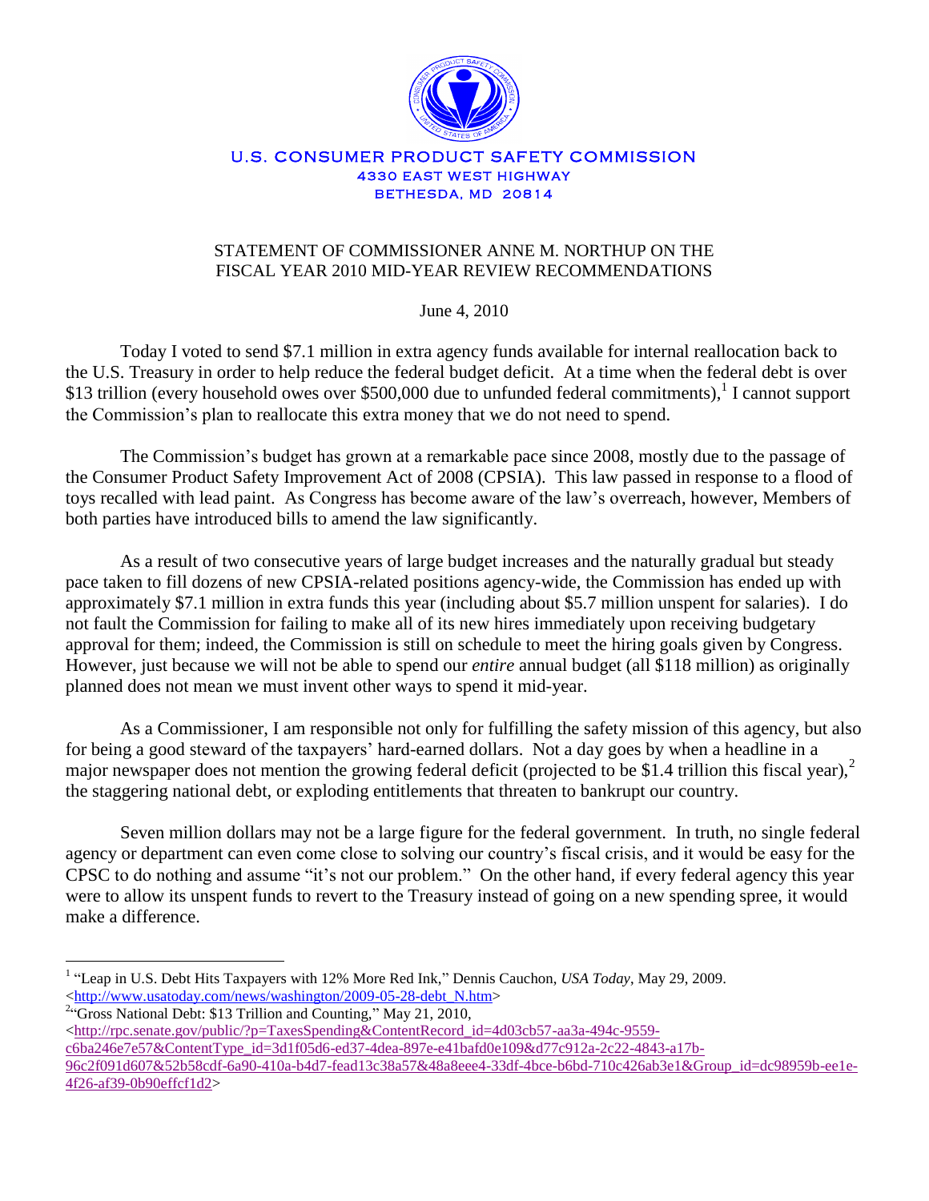U.S. CONSUMER PRODUCT SAFETY COMMISSION
4330 EAST WEST HIGHWAY
BETHESDA, MD 20814

# STATEMENT OF COMMISSIONER ANNE M. NORTHUP ON THE FISCAL YEAR 2010 MID-YEAR REVIEW RECOMMENDATIONS

June 4, 2010

Today I voted to send $7.1 million in extra agency funds available for internal reallocation back to the U.S. Treasury in order to help reduce the federal budget deficit. At a time when the federal debt is over $13 trillion (every household owes over $500,000 due to unfunded federal commitments),[1] I cannot support the Commission's plan to reallocate this extra money that we do not need to spend.

The Commission's budget has grown at a remarkable pace since 2008, mostly due to the passage of the Consumer Product Safety Improvement Act of 2008 (CPSIA). This law passed in response to a flood of toys recalled with lead paint. As Congress has become aware of the law's overreach, however, Members of both parties have introduced bills to amend the law significantly.

As a result of two consecutive years of large budget increases and the naturally gradual but steady pace taken to fill dozens of new CPSIA-related positions agency-wide, the Commission has ended up with approximately $7.1 million in extra funds this year (including about $5.7 million unspent for salaries). I do not fault the Commission for failing to make all of its new hires immediately upon receiving budgetary approval for them; indeed, the Commission is still on schedule to meet the hiring goals given by Congress. However, just because we will not be able to spend our *entire* annual budget (all $118 million) as originally planned does not mean we must invent other ways to spend it mid-year.

As a Commissioner, I am responsible not only for fulfilling the safety mission of this agency, but also for being a good steward of the taxpayers' hard-earned dollars. Not a day goes by when a headline in a major newspaper does not mention the growing federal deficit (projected to be $1.4 trillion this fiscal year),[2] the staggering national debt, or exploding entitlements that threaten to bankrupt our country.

Seven million dollars may not be a large figure for the federal government. In truth, no single federal agency or department can even come close to solving our country's fiscal crisis, and it would be easy for the CPSC to do nothing and assume "it's not our problem." On the other hand, if every federal agency this year were to allow its unspent funds to revert to the Treasury instead of going on a new spending spree, it would make a difference.

---

[1] "Leap in U.S. Debt Hits Taxpayers with 12% More Red Ink," Dennis Cauchon, *USA Today*, May 29, 2009. <http://www.usatoday.com/news/washington/2009-05-28-debt_N.htm>

[2] "Gross National Debt: $13 Trillion and Counting," May 21, 2010, <http://rpc.senate.gov/public/?p=TaxesSpending&ContentRecord_id=4d03cb57-aa3a-494c-9559-c6ba246e7e57&ContentType_id=3d1f05d6-ed37-4dea-897e-e41bafd0e109&d77c912a-2c22-4843-a17b-96c2f091d607&52b58cdf-6a90-410a-b4d7-fead13c38a57&48a8eee4-33df-4bce-b6bd-710c426ab3e1&Group_id=dc98959b-ee1e-4f26-af39-0b90effcf1d2>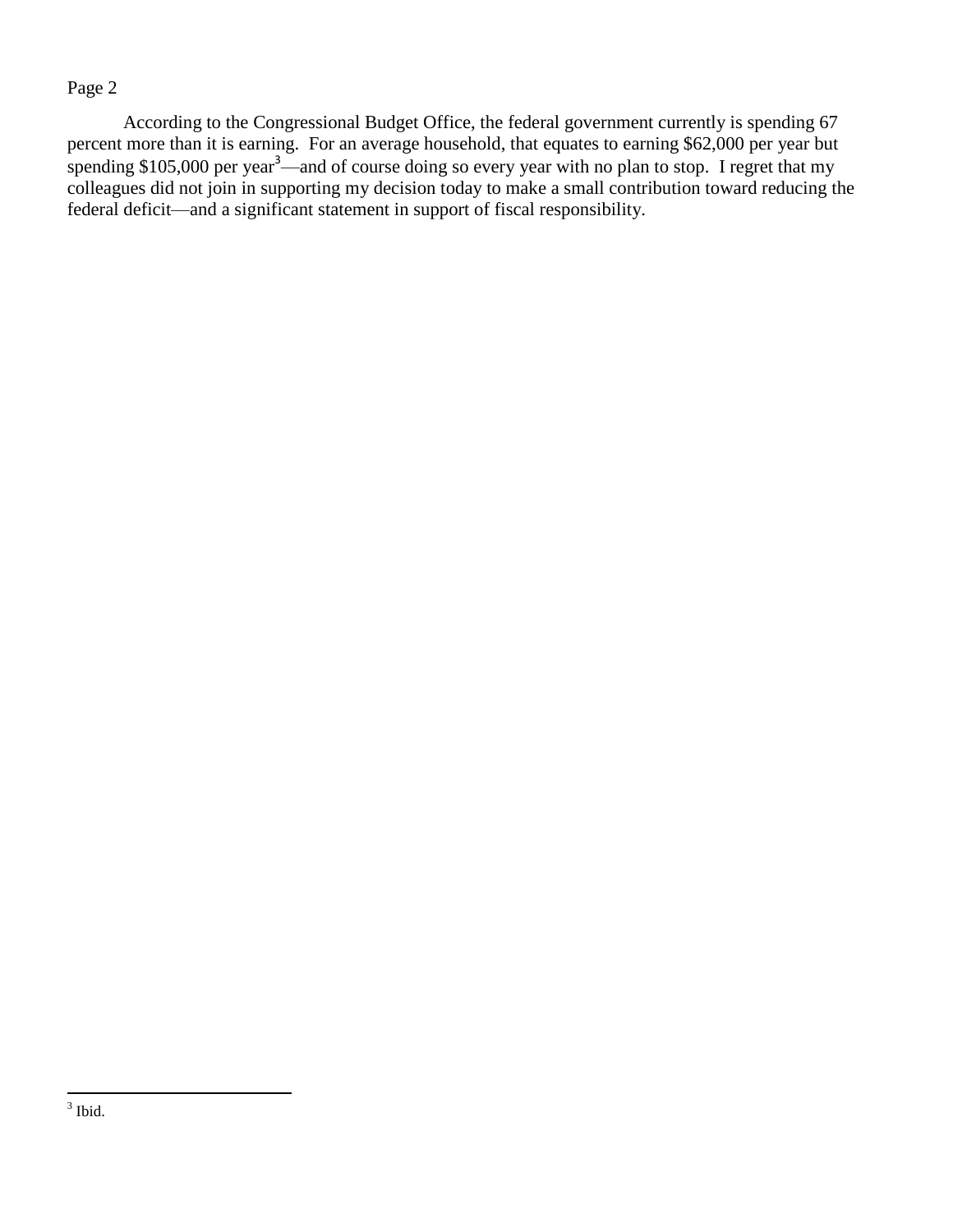According to the Congressional Budget Office, the federal government currently is spending 67 percent more than it is earning. For an average household, that equates to earning $62,000 per year but spending $105,000 per year[3]—and of course doing so every year with no plan to stop. I regret that my colleagues did not join in supporting my decision today to make a small contribution toward reducing the federal deficit—and a significant statement in support of fiscal responsibility.

---

[3] Ibid.